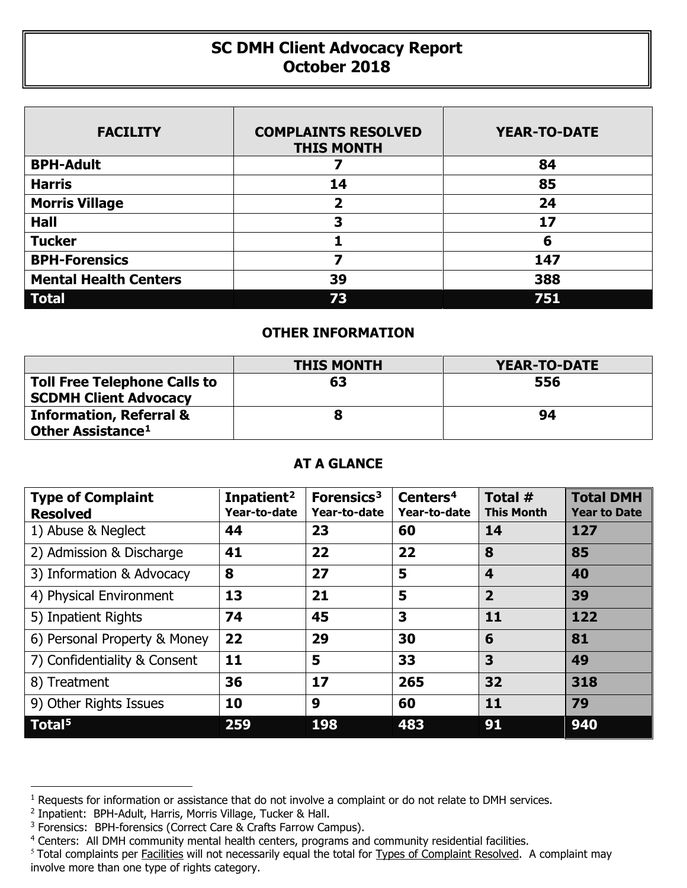# SC DMH Client Advocacy Report
# October 2018

| FACILITY | COMPLAINTS RESOLVED THIS MONTH | YEAR-TO-DATE |
|---|---|---|
| **BPH-Adult** | **7** | **84** |
| **Harris** | **14** | **85** |
| **Morris Village** | **2** | **24** |
| **Hall** | **3** | **17** |
| **Tucker** | **1** | **6** |
| **BPH-Forensics** | **7** | **147** |
| **Mental Health Centers** | **39** | **388** |
| **Total** | **73** | **751** |

## OTHER INFORMATION

| | THIS MONTH | YEAR-TO-DATE |
|---|---|---|
| **Toll Free Telephone Calls to SCDMH Client Advocacy** | **63** | **556** |
| **Information, Referral & Other Assistance**[1] | **8** | **94** |

## AT A GLANCE

| Type of Complaint Resolved | Inpatient[2] Year-to-date | Forensics[3] Year-to-date | Centers[4] Year-to-date | Total # This Month | Total DMH Year to Date |
|---|---|---|---|---|---|
| 1) Abuse & Neglect | **44** | **23** | **60** | **14** | **127** |
| 2) Admission & Discharge | **41** | **22** | **22** | **8** | **85** |
| 3) Information & Advocacy | **8** | **27** | **5** | **4** | **40** |
| 4) Physical Environment | **13** | **21** | **5** | **2** | **39** |
| 5) Inpatient Rights | **74** | **45** | **3** | **11** | **122** |
| 6) Personal Property & Money | **22** | **29** | **30** | **6** | **81** |
| 7) Confidentiality & Consent | **11** | **5** | **33** | **3** | **49** |
| 8) Treatment | **36** | **17** | **265** | **32** | **318** |
| 9) Other Rights Issues | **10** | **9** | **60** | **11** | **79** |
| **Total**[5] | **259** | **198** | **483** | **91** | **940** |

---

[1] Requests for information or assistance that do not involve a complaint or do not relate to DMH services.

[2] Inpatient: BPH-Adult, Harris, Morris Village, Tucker & Hall.

[3] Forensics: BPH-forensics (Correct Care & Crafts Farrow Campus).

[4] Centers: All DMH community mental health centers, programs and community residential facilities.

[5] Total complaints per Facilities will not necessarily equal the total for Types of Complaint Resolved. A complaint may involve more than one type of rights category.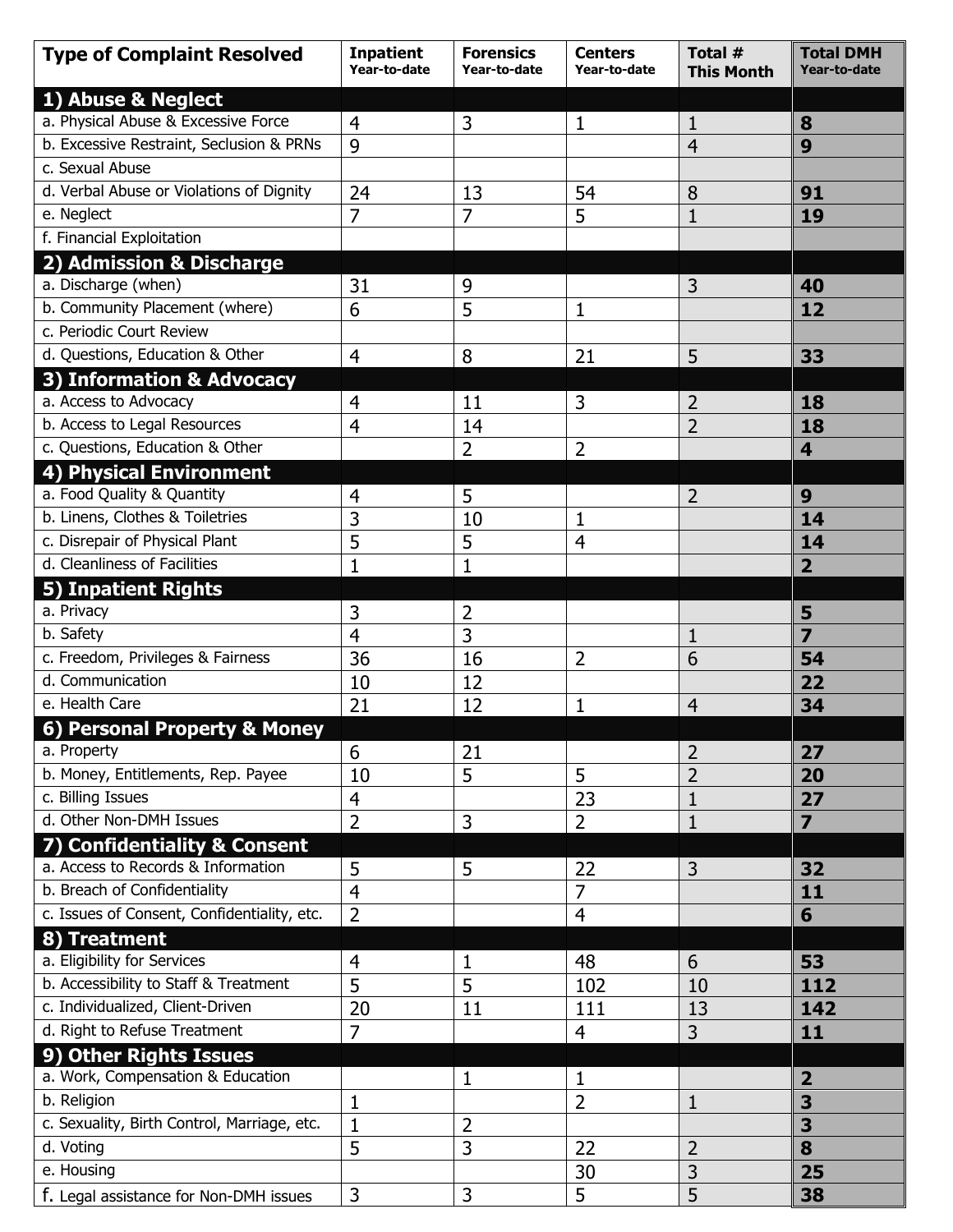| Type of Complaint Resolved | Inpatient Year-to-date | Forensics Year-to-date | Centers Year-to-date | Total # This Month | Total DMH Year-to-date |
|---|---|---|---|---|---|
| **1) Abuse & Neglect** | | | | | |
| a. Physical Abuse & Excessive Force | 4 | 3 | 1 | 1 | **8** |
| b. Excessive Restraint, Seclusion & PRNs | 9 | | | 4 | **9** |
| c. Sexual Abuse | | | | | |
| d. Verbal Abuse or Violations of Dignity | 24 | 13 | 54 | 8 | **91** |
| e. Neglect | 7 | 7 | 5 | 1 | **19** |
| f. Financial Exploitation | | | | | |
| **2) Admission & Discharge** | | | | | |
| a. Discharge (when) | 31 | 9 | | 3 | **40** |
| b. Community Placement (where) | 6 | 5 | 1 | | **12** |
| c. Periodic Court Review | | | | | |
| d. Questions, Education & Other | 4 | 8 | 21 | 5 | **33** |
| **3) Information & Advocacy** | | | | | |
| a. Access to Advocacy | 4 | 11 | 3 | 2 | **18** |
| b. Access to Legal Resources | 4 | 14 | | 2 | **18** |
| c. Questions, Education & Other | | 2 | 2 | | **4** |
| **4) Physical Environment** | | | | | |
| a. Food Quality & Quantity | 4 | 5 | | 2 | **9** |
| b. Linens, Clothes & Toiletries | 3 | 10 | 1 | | **14** |
| c. Disrepair of Physical Plant | 5 | 5 | 4 | | **14** |
| d. Cleanliness of Facilities | 1 | 1 | | | **2** |
| **5) Inpatient Rights** | | | | | |
| a. Privacy | 3 | 2 | | | **5** |
| b. Safety | 4 | 3 | | 1 | **7** |
| c. Freedom, Privileges & Fairness | 36 | 16 | 2 | 6 | **54** |
| d. Communication | 10 | 12 | | | **22** |
| e. Health Care | 21 | 12 | 1 | 4 | **34** |
| **6) Personal Property & Money** | | | | | |
| a. Property | 6 | 21 | | 2 | **27** |
| b. Money, Entitlements, Rep. Payee | 10 | 5 | 5 | 2 | **20** |
| c. Billing Issues | 4 | | 23 | 1 | **27** |
| d. Other Non-DMH Issues | 2 | 3 | 2 | 1 | **7** |
| **7) Confidentiality & Consent** | | | | | |
| a. Access to Records & Information | 5 | 5 | 22 | 3 | **32** |
| b. Breach of Confidentiality | 4 | | 7 | | **11** |
| c. Issues of Consent, Confidentiality, etc. | 2 | | 4 | | **6** |
| **8) Treatment** | | | | | |
| a. Eligibility for Services | 4 | 1 | 48 | 6 | **53** |
| b. Accessibility to Staff & Treatment | 5 | 5 | 102 | 10 | **112** |
| c. Individualized, Client-Driven | 20 | 11 | 111 | 13 | **142** |
| d. Right to Refuse Treatment | 7 | | 4 | 3 | **11** |
| **9) Other Rights Issues** | | | | | |
| a. Work, Compensation & Education | | 1 | 1 | | **2** |
| b. Religion | 1 | | 2 | 1 | **3** |
| c. Sexuality, Birth Control, Marriage, etc. | 1 | 2 | | | **3** |
| d. Voting | 5 | 3 | 22 | 2 | **8** |
| e. Housing | | | 30 | 3 | **25** |
| f. Legal assistance for Non-DMH issues | 3 | 3 | 5 | 5 | **38** |